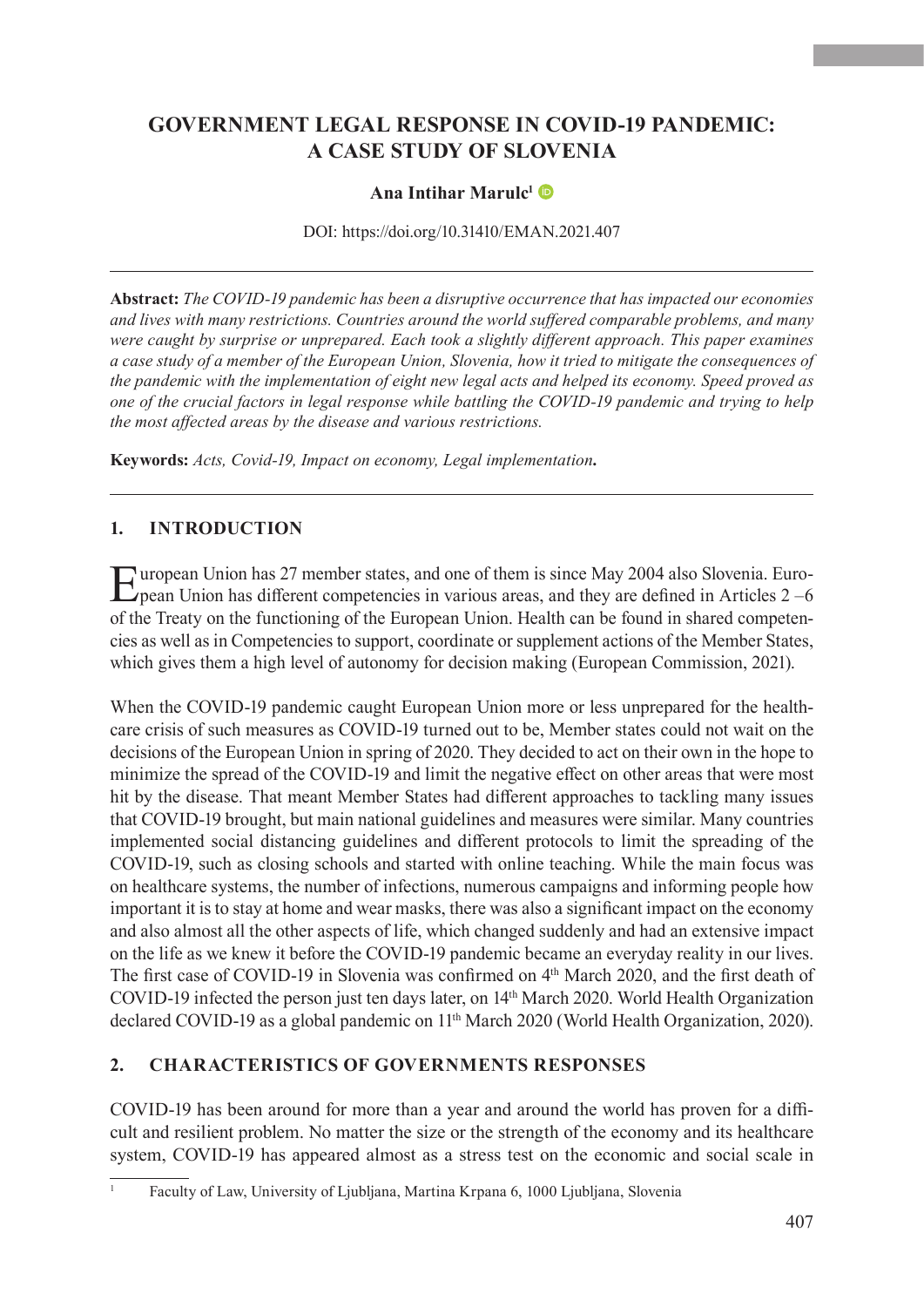# GOVERNMENT LEGAL RESPONSE IN COVID-19 PANDEMIC: A CASE STUDY OF SLOVENIA

**Ana Intihar Marulc**[1]

DOI: https://doi.org/10.31410/EMAN.2021.407

**Abstract:** *The COVID-19 pandemic has been a disruptive occurrence that has impacted our economies and lives with many restrictions. Countries around the world suffered comparable problems, and many were caught by surprise or unprepared. Each took a slightly different approach. This paper examines a case study of a member of the European Union, Slovenia, how it tried to mitigate the consequences of the pandemic with the implementation of eight new legal acts and helped its economy. Speed proved as one of the crucial factors in legal response while battling the COVID-19 pandemic and trying to help the most affected areas by the disease and various restrictions.*

**Keywords:** *Acts, Covid-19, Impact on economy, Legal implementation***.**

## 1. INTRODUCTION

European Union has 27 member states, and one of them is since May 2004 also Slovenia. European Union has different competencies in various areas, and they are defined in Articles 2 –6 of the Treaty on the functioning of the European Union. Health can be found in shared competencies as well as in Competencies to support, coordinate or supplement actions of the Member States, which gives them a high level of autonomy for decision making (European Commission, 2021).

When the COVID-19 pandemic caught European Union more or less unprepared for the healthcare crisis of such measures as COVID-19 turned out to be, Member states could not wait on the decisions of the European Union in spring of 2020. They decided to act on their own in the hope to minimize the spread of the COVID-19 and limit the negative effect on other areas that were most hit by the disease. That meant Member States had different approaches to tackling many issues that COVID-19 brought, but main national guidelines and measures were similar. Many countries implemented social distancing guidelines and different protocols to limit the spreading of the COVID-19, such as closing schools and started with online teaching. While the main focus was on healthcare systems, the number of infections, numerous campaigns and informing people how important it is to stay at home and wear masks, there was also a significant impact on the economy and also almost all the other aspects of life, which changed suddenly and had an extensive impact on the life as we knew it before the COVID-19 pandemic became an everyday reality in our lives. The first case of COVID-19 in Slovenia was confirmed on 4th March 2020, and the first death of COVID-19 infected the person just ten days later, on 14th March 2020. World Health Organization declared COVID-19 as a global pandemic on 11th March 2020 (World Health Organization, 2020).

## 2. CHARACTERISTICS OF GOVERNMENTS RESPONSES

COVID-19 has been around for more than a year and around the world has proven for a difficult and resilient problem. No matter the size or the strength of the economy and its healthcare system, COVID-19 has appeared almost as a stress test on the economic and social scale in

[1] Faculty of Law, University of Ljubljana, Martina Krpana 6, 1000 Ljubljana, Slovenia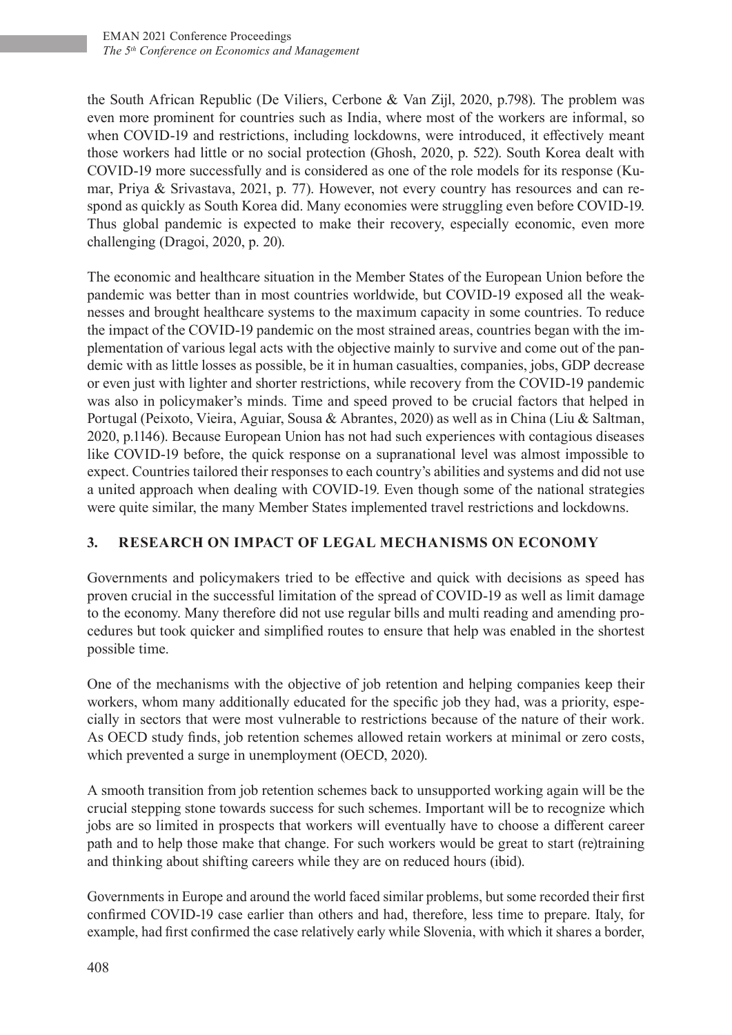the South African Republic (De Viliers, Cerbone & Van Zijl, 2020, p.798). The problem was even more prominent for countries such as India, where most of the workers are informal, so when COVID-19 and restrictions, including lockdowns, were introduced, it effectively meant those workers had little or no social protection (Ghosh, 2020, p. 522). South Korea dealt with COVID-19 more successfully and is considered as one of the role models for its response (Kumar, Priya & Srivastava, 2021, p. 77). However, not every country has resources and can respond as quickly as South Korea did. Many economies were struggling even before COVID-19. Thus global pandemic is expected to make their recovery, especially economic, even more challenging (Dragoi, 2020, p. 20).

The economic and healthcare situation in the Member States of the European Union before the pandemic was better than in most countries worldwide, but COVID-19 exposed all the weaknesses and brought healthcare systems to the maximum capacity in some countries. To reduce the impact of the COVID-19 pandemic on the most strained areas, countries began with the implementation of various legal acts with the objective mainly to survive and come out of the pandemic with as little losses as possible, be it in human casualties, companies, jobs, GDP decrease or even just with lighter and shorter restrictions, while recovery from the COVID-19 pandemic was also in policymaker's minds. Time and speed proved to be crucial factors that helped in Portugal (Peixoto, Vieira, Aguiar, Sousa & Abrantes, 2020) as well as in China (Liu & Saltman, 2020, p.1146). Because European Union has not had such experiences with contagious diseases like COVID-19 before, the quick response on a supranational level was almost impossible to expect. Countries tailored their responses to each country's abilities and systems and did not use a united approach when dealing with COVID-19. Even though some of the national strategies were quite similar, the many Member States implemented travel restrictions and lockdowns.

## 3. RESEARCH ON IMPACT OF LEGAL MECHANISMS ON ECONOMY

Governments and policymakers tried to be effective and quick with decisions as speed has proven crucial in the successful limitation of the spread of COVID-19 as well as limit damage to the economy. Many therefore did not use regular bills and multi reading and amending procedures but took quicker and simplified routes to ensure that help was enabled in the shortest possible time.

One of the mechanisms with the objective of job retention and helping companies keep their workers, whom many additionally educated for the specific job they had, was a priority, especially in sectors that were most vulnerable to restrictions because of the nature of their work. As OECD study finds, job retention schemes allowed retain workers at minimal or zero costs, which prevented a surge in unemployment (OECD, 2020).

A smooth transition from job retention schemes back to unsupported working again will be the crucial stepping stone towards success for such schemes. Important will be to recognize which jobs are so limited in prospects that workers will eventually have to choose a different career path and to help those make that change. For such workers would be great to start (re)training and thinking about shifting careers while they are on reduced hours (ibid).

Governments in Europe and around the world faced similar problems, but some recorded their first confirmed COVID-19 case earlier than others and had, therefore, less time to prepare. Italy, for example, had first confirmed the case relatively early while Slovenia, with which it shares a border,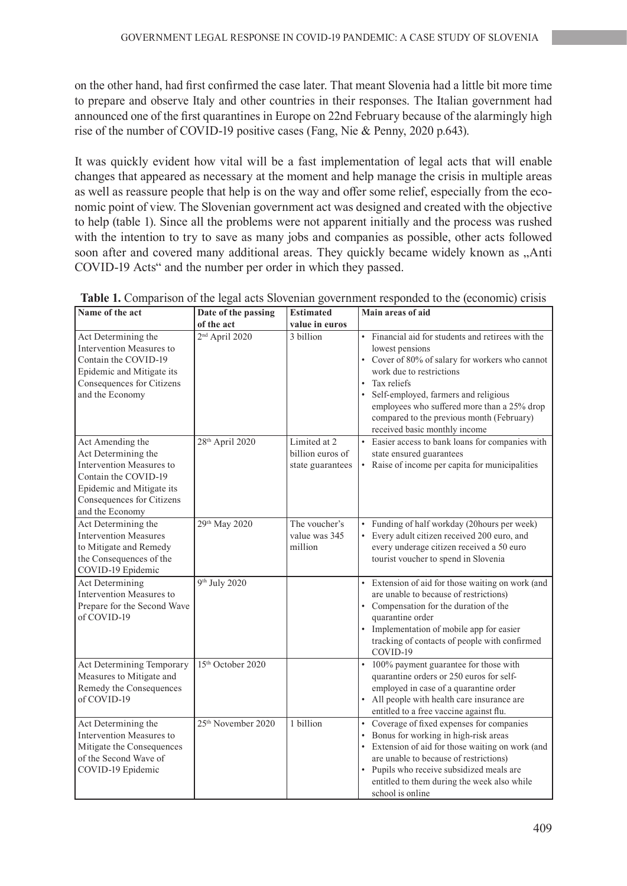on the other hand, had first confirmed the case later. That meant Slovenia had a little bit more time to prepare and observe Italy and other countries in their responses. The Italian government had announced one of the first quarantines in Europe on 22nd February because of the alarmingly high rise of the number of COVID-19 positive cases (Fang, Nie & Penny, 2020 p.643).

It was quickly evident how vital will be a fast implementation of legal acts that will enable changes that appeared as necessary at the moment and help manage the crisis in multiple areas as well as reassure people that help is on the way and offer some relief, especially from the economic point of view. The Slovenian government act was designed and created with the objective to help (table 1). Since all the problems were not apparent initially and the process was rushed with the intention to try to save as many jobs and companies as possible, other acts followed soon after and covered many additional areas. They quickly became widely known as „Anti COVID-19 Acts“ and the number per order in which they passed.

**Table 1.** Comparison of the legal acts Slovenian government responded to the (economic) crisis

| Name of the act | Date of the passing of the act | Estimated value in euros | Main areas of aid |
|---|---|---|---|
| Act Determining the Intervention Measures to Contain the COVID-19 Epidemic and Mitigate its Consequences for Citizens and the Economy | 2nd April 2020 | 3 billion | • Financial aid for students and retirees with the lowest pensions<br>• Cover of 80% of salary for workers who cannot work due to restrictions<br>• Tax reliefs<br>• Self-employed, farmers and religious employees who suffered more than a 25% drop compared to the previous month (February) received basic monthly income |
| Act Amending the Act Determining the Intervention Measures to Contain the COVID-19 Epidemic and Mitigate its Consequences for Citizens and the Economy | 28th April 2020 | Limited at 2 billion euros of state guarantees | • Easier access to bank loans for companies with state ensured guarantees<br>• Raise of income per capita for municipalities |
| Act Determining the Intervention Measures to Mitigate and Remedy the Consequences of the COVID-19 Epidemic | 29th May 2020 | The voucher's value was 345 million | • Funding of half workday (20hours per week)<br>• Every adult citizen received 200 euro, and every underage citizen received a 50 euro tourist voucher to spend in Slovenia |
| Act Determining Intervention Measures to Prepare for the Second Wave of COVID-19 | 9th July 2020 | | • Extension of aid for those waiting on work (and are unable to because of restrictions)<br>• Compensation for the duration of the quarantine order<br>• Implementation of mobile app for easier tracking of contacts of people with confirmed COVID-19 |
| Act Determining Temporary Measures to Mitigate and Remedy the Consequences of COVID-19 | 15th October 2020 | | • 100% payment guarantee for those with quarantine orders or 250 euros for self-employed in case of a quarantine order<br>• All people with health care insurance are entitled to a free vaccine against flu. |
| Act Determining the Intervention Measures to Mitigate the Consequences of the Second Wave of COVID-19 Epidemic | 25th November 2020 | 1 billion | • Coverage of fixed expenses for companies<br>• Bonus for working in high-risk areas<br>• Extension of aid for those waiting on work (and are unable to because of restrictions)<br>• Pupils who receive subsidized meals are entitled to them during the week also while school is online |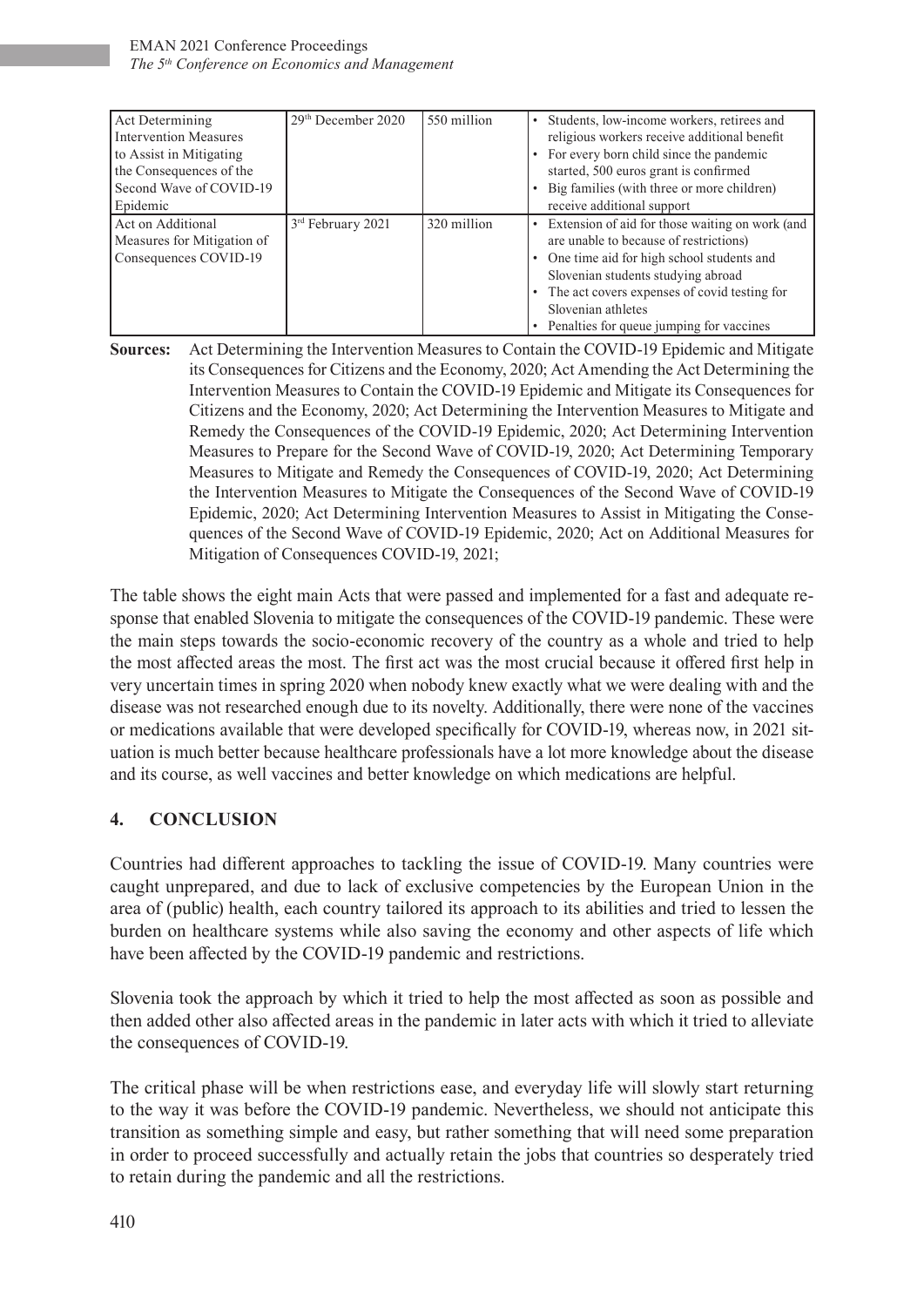| Act Determining Intervention Measures to Assist in Mitigating the Consequences of the Second Wave of COVID-19 Epidemic | 29th December 2020 | 550 million | • Students, low-income workers, retirees and religious workers receive additional benefit<br>• For every born child since the pandemic started, 500 euros grant is confirmed<br>• Big families (with three or more children) receive additional support |
|---|---|---|---|
| Act on Additional Measures for Mitigation of Consequences COVID-19 | 3rd February 2021 | 320 million | • Extension of aid for those waiting on work (and are unable to because of restrictions)<br>• One time aid for high school students and Slovenian students studying abroad<br>• The act covers expenses of covid testing for Slovenian athletes<br>• Penalties for queue jumping for vaccines |

**Sources:** Act Determining the Intervention Measures to Contain the COVID-19 Epidemic and Mitigate its Consequences for Citizens and the Economy, 2020; Act Amending the Act Determining the Intervention Measures to Contain the COVID-19 Epidemic and Mitigate its Consequences for Citizens and the Economy, 2020; Act Determining the Intervention Measures to Mitigate and Remedy the Consequences of the COVID-19 Epidemic, 2020; Act Determining Intervention Measures to Prepare for the Second Wave of COVID-19, 2020; Act Determining Temporary Measures to Mitigate and Remedy the Consequences of COVID-19, 2020; Act Determining the Intervention Measures to Mitigate the Consequences of the Second Wave of COVID-19 Epidemic, 2020; Act Determining Intervention Measures to Assist in Mitigating the Consequences of the Second Wave of COVID-19 Epidemic, 2020; Act on Additional Measures for Mitigation of Consequences COVID-19, 2021;

The table shows the eight main Acts that were passed and implemented for a fast and adequate response that enabled Slovenia to mitigate the consequences of the COVID-19 pandemic. These were the main steps towards the socio-economic recovery of the country as a whole and tried to help the most affected areas the most. The first act was the most crucial because it offered first help in very uncertain times in spring 2020 when nobody knew exactly what we were dealing with and the disease was not researched enough due to its novelty. Additionally, there were none of the vaccines or medications available that were developed specifically for COVID-19, whereas now, in 2021 situation is much better because healthcare professionals have a lot more knowledge about the disease and its course, as well vaccines and better knowledge on which medications are helpful.

## 4. CONCLUSION

Countries had different approaches to tackling the issue of COVID-19. Many countries were caught unprepared, and due to lack of exclusive competencies by the European Union in the area of (public) health, each country tailored its approach to its abilities and tried to lessen the burden on healthcare systems while also saving the economy and other aspects of life which have been affected by the COVID-19 pandemic and restrictions.

Slovenia took the approach by which it tried to help the most affected as soon as possible and then added other also affected areas in the pandemic in later acts with which it tried to alleviate the consequences of COVID-19.

The critical phase will be when restrictions ease, and everyday life will slowly start returning to the way it was before the COVID-19 pandemic. Nevertheless, we should not anticipate this transition as something simple and easy, but rather something that will need some preparation in order to proceed successfully and actually retain the jobs that countries so desperately tried to retain during the pandemic and all the restrictions.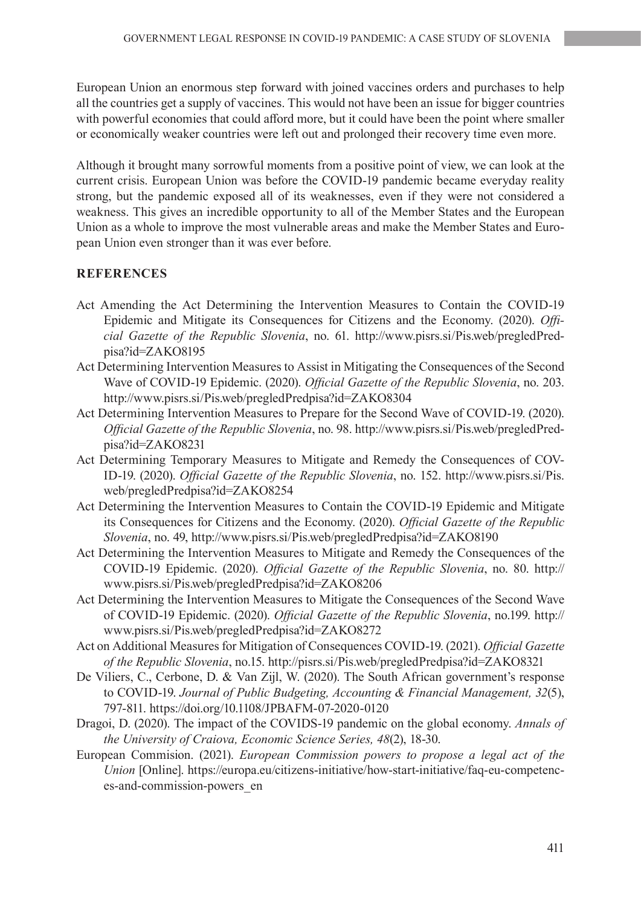European Union an enormous step forward with joined vaccines orders and purchases to help all the countries get a supply of vaccines. This would not have been an issue for bigger countries with powerful economies that could afford more, but it could have been the point where smaller or economically weaker countries were left out and prolonged their recovery time even more.

Although it brought many sorrowful moments from a positive point of view, we can look at the current crisis. European Union was before the COVID-19 pandemic became everyday reality strong, but the pandemic exposed all of its weaknesses, even if they were not considered a weakness. This gives an incredible opportunity to all of the Member States and the European Union as a whole to improve the most vulnerable areas and make the Member States and European Union even stronger than it was ever before.

## REFERENCES

Act Amending the Act Determining the Intervention Measures to Contain the COVID-19 Epidemic and Mitigate its Consequences for Citizens and the Economy. (2020). *Official Gazette of the Republic Slovenia*, no. 61. http://www.pisrs.si/Pis.web/pregledPredpisa?id=ZAKO8195

Act Determining Intervention Measures to Assist in Mitigating the Consequences of the Second Wave of COVID-19 Epidemic. (2020). *Official Gazette of the Republic Slovenia*, no. 203. http://www.pisrs.si/Pis.web/pregledPredpisa?id=ZAKO8304

Act Determining Intervention Measures to Prepare for the Second Wave of COVID-19. (2020). *Official Gazette of the Republic Slovenia*, no. 98. http://www.pisrs.si/Pis.web/pregledPredpisa?id=ZAKO8231

Act Determining Temporary Measures to Mitigate and Remedy the Consequences of COVID-19. (2020). *Official Gazette of the Republic Slovenia*, no. 152. http://www.pisrs.si/Pis.web/pregledPredpisa?id=ZAKO8254

Act Determining the Intervention Measures to Contain the COVID-19 Epidemic and Mitigate its Consequences for Citizens and the Economy. (2020). *Official Gazette of the Republic Slovenia*, no. 49, http://www.pisrs.si/Pis.web/pregledPredpisa?id=ZAKO8190

Act Determining the Intervention Measures to Mitigate and Remedy the Consequences of the COVID-19 Epidemic. (2020). *Official Gazette of the Republic Slovenia*, no. 80. http://www.pisrs.si/Pis.web/pregledPredpisa?id=ZAKO8206

Act Determining the Intervention Measures to Mitigate the Consequences of the Second Wave of COVID-19 Epidemic. (2020). *Official Gazette of the Republic Slovenia*, no.199. http://www.pisrs.si/Pis.web/pregledPredpisa?id=ZAKO8272

Act on Additional Measures for Mitigation of Consequences COVID-19. (2021). *Official Gazette of the Republic Slovenia*, no.15. http://pisrs.si/Pis.web/pregledPredpisa?id=ZAKO8321

De Viliers, C., Cerbone, D. & Van Zijl, W. (2020). The South African government's response to COVID-19. *Journal of Public Budgeting, Accounting & Financial Management, 32*(5), 797-811. https://doi.org/10.1108/JPBAFM-07-2020-0120

Dragoi, D. (2020). The impact of the COVIDS-19 pandemic on the global economy. *Annals of the University of Craiova, Economic Science Series, 48*(2), 18-30.

European Commision. (2021). *European Commission powers to propose a legal act of the Union* [Online]. https://europa.eu/citizens-initiative/how-start-initiative/faq-eu-competences-and-commission-powers_en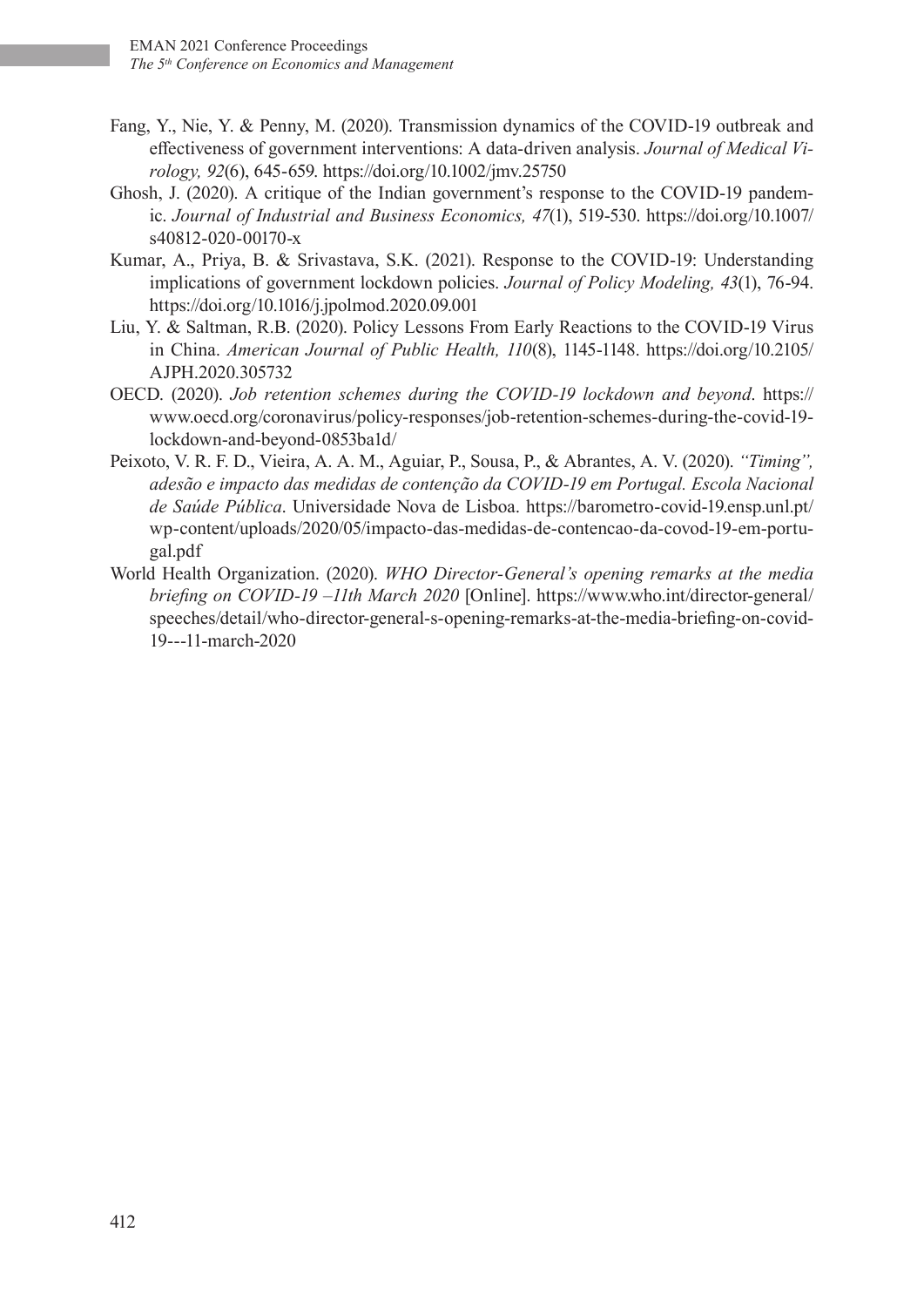Fang, Y., Nie, Y. & Penny, M. (2020). Transmission dynamics of the COVID-19 outbreak and effectiveness of government interventions: A data-driven analysis. *Journal of Medical Virology, 92*(6), 645-659. https://doi.org/10.1002/jmv.25750

Ghosh, J. (2020). A critique of the Indian government's response to the COVID-19 pandemic. *Journal of Industrial and Business Economics, 47*(1), 519-530. https://doi.org/10.1007/s40812-020-00170-x

Kumar, A., Priya, B. & Srivastava, S.K. (2021). Response to the COVID-19: Understanding implications of government lockdown policies. *Journal of Policy Modeling, 43*(1), 76-94. https://doi.org/10.1016/j.jpolmod.2020.09.001

Liu, Y. & Saltman, R.B. (2020). Policy Lessons From Early Reactions to the COVID-19 Virus in China. *American Journal of Public Health, 110*(8), 1145-1148. https://doi.org/10.2105/AJPH.2020.305732

OECD. (2020). *Job retention schemes during the COVID-19 lockdown and beyond*. https://www.oecd.org/coronavirus/policy-responses/job-retention-schemes-during-the-covid-19-lockdown-and-beyond-0853ba1d/

Peixoto, V. R. F. D., Vieira, A. A. M., Aguiar, P., Sousa, P., & Abrantes, A. V. (2020). *"Timing", adesão e impacto das medidas de contenção da COVID-19 em Portugal. Escola Nacional de Saúde Pública*. Universidade Nova de Lisboa. https://barometro-covid-19.ensp.unl.pt/wp-content/uploads/2020/05/impacto-das-medidas-de-contencao-da-covod-19-em-portugal.pdf

World Health Organization. (2020). *WHO Director-General's opening remarks at the media briefing on COVID-19 –11th March 2020* [Online]. https://www.who.int/director-general/speeches/detail/who-director-general-s-opening-remarks-at-the-media-briefing-on-covid-19---11-march-2020